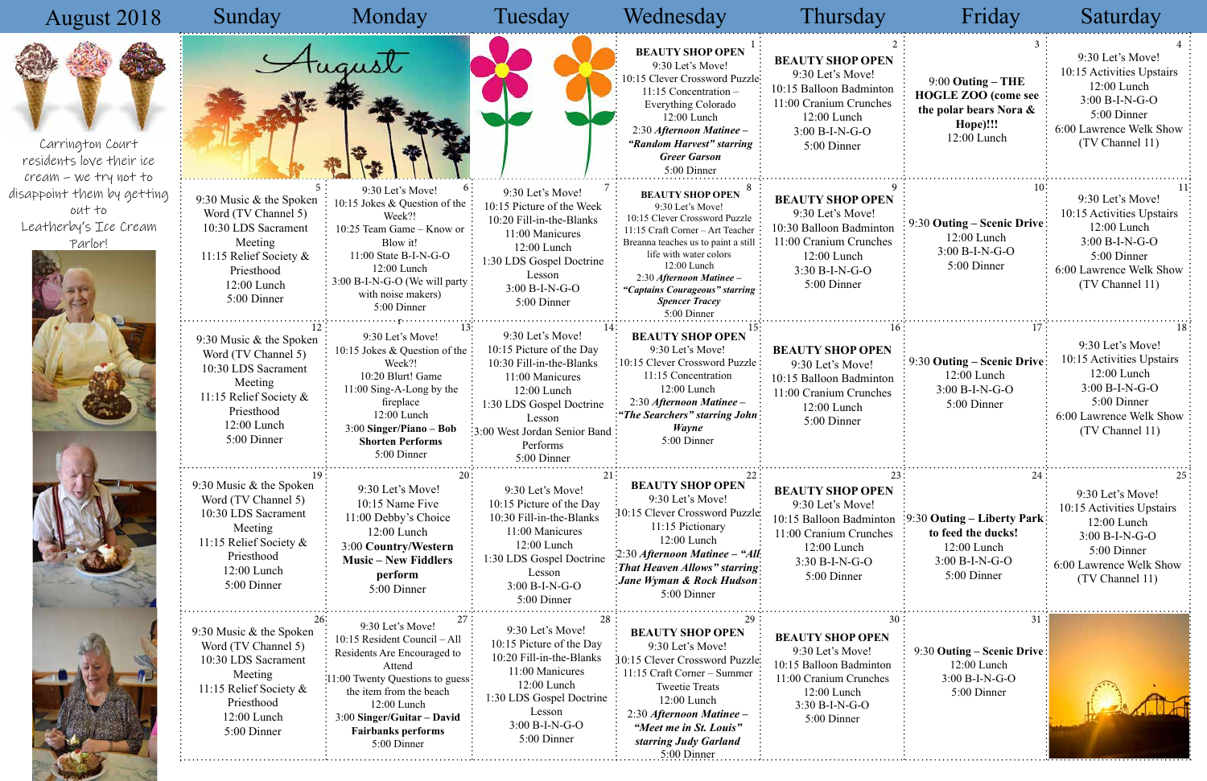# August 2018

Carrington Court residents love their ice cream – we try not to disappoint them by getting out to Leatherby's Ice Cream Parlor!

| Sunday | Monday | Tuesday | Wednesday | Thursday | Friday | Saturday |
|---|---|---|---|---|---|---|
| August | | | **1** **BEAUTY SHOP OPEN** 9:30 Let's Move! 10:15 Clever Crossword Puzzle 11:15 Concentration – Everything Colorado 12:00 Lunch 2:30 ***Afternoon Matinee – "Random Harvest" starring Greer Garson*** 5:00 Dinner | **2** **BEAUTY SHOP OPEN** 9:30 Let's Move! 10:15 Balloon Badminton 11:00 Cranium Crunches 12:00 Lunch 3:00 B-I-N-G-O 5:00 Dinner | **3** 9:00 **Outing – THE HOGLE ZOO (come see the polar bears Nora & Hope)!!!** 12:00 Lunch | **4** 9:30 Let's Move! 10:15 Activities Upstairs 12:00 Lunch 3:00 B-I-N-G-O 5:00 Dinner 6:00 Lawrence Welk Show (TV Channel 11) |
| **5** 9:30 Music & the Spoken Word (TV Channel 5) 10:30 LDS Sacrament Meeting 11:15 Relief Society & Priesthood 12:00 Lunch 5:00 Dinner | **6** 9:30 Let's Move! 10:15 Jokes & Question of the Week?! 10:25 Team Game – Know or Blow it! 11:00 State B-I-N-G-O 12:00 Lunch 3:00 B-I-N-G-O (We will party with noise makers) 5:00 Dinner | **7** 9:30 Let's Move! 10:15 Picture of the Week 10:20 Fill-in-the-Blanks 11:00 Manicures 12:00 Lunch 1:30 LDS Gospel Doctrine Lesson 3:00 B-I-N-G-O 5:00 Dinner | **8** **BEAUTY SHOP OPEN** 9:30 Let's Move! 10:15 Clever Crossword Puzzle 11:15 Craft Corner – Art Teacher Breanna teaches us to paint a still life with water colors 12:00 Lunch 2:30 ***Afternoon Matinee – "Captains Courageous" starring Spencer Tracey*** 5:00 Dinner | **9** **BEAUTY SHOP OPEN** 9:30 Let's Move! 10:30 Balloon Badminton 11:00 Cranium Crunches 12:00 Lunch 3:30 B-I-N-G-O 5:00 Dinner | **10** 9:30 **Outing – Scenic Drive** 12:00 Lunch 3:00 B-I-N-G-O 5:00 Dinner | **11** 9:30 Let's Move! 10:15 Activities Upstairs 12:00 Lunch 3:00 B-I-N-G-O 5:00 Dinner 6:00 Lawrence Welk Show (TV Channel 11) |
| **12** 9:30 Music & the Spoken Word (TV Channel 5) 10:30 LDS Sacrament Meeting 11:15 Relief Society & Priesthood 12:00 Lunch 5:00 Dinner | **13** 9:30 Let's Move! 10:15 Jokes & Question of the Week?! 10:20 Blurt! Game 11:00 Sing-A-Long by the fireplace 12:00 Lunch 3:00 **Singer/Piano – Bob Shorten Performs** 5:00 Dinner | **14** 9:30 Let's Move! 10:15 Picture of the Day 10:30 Fill-in-the-Blanks 11:00 Manicures 12:00 Lunch 1:30 LDS Gospel Doctrine Lesson 3:00 West Jordan Senior Band Performs 5:00 Dinner | **15** **BEAUTY SHOP OPEN** 9:30 Let's Move! 10:15 Clever Crossword Puzzle 11:15 Concentration 12:00 Lunch 2:30 ***Afternoon Matinee – "The Searchers" starring John Wayne*** 5:00 Dinner | **16** **BEAUTY SHOP OPEN** 9:30 Let's Move! 10:15 Balloon Badminton 11:00 Cranium Crunches 12:00 Lunch 5:00 Dinner | **17** 9:30 **Outing – Scenic Drive** 12:00 Lunch 3:00 B-I-N-G-O 5:00 Dinner | **18** 9:30 Let's Move! 10:15 Activities Upstairs 12:00 Lunch 3:00 B-I-N-G-O 5:00 Dinner 6:00 Lawrence Welk Show (TV Channel 11) |
| **19** 9:30 Music & the Spoken Word (TV Channel 5) 10:30 LDS Sacrament Meeting 11:15 Relief Society & Priesthood 12:00 Lunch 5:00 Dinner | **20** 9:30 Let's Move! 10:15 Name Five 11:00 Debby's Choice 12:00 Lunch 3:00 **Country/Western Music – New Fiddlers perform** 5:00 Dinner | **21** 9:30 Let's Move! 10:15 Picture of the Day 10:30 Fill-in-the-Blanks 11:00 Manicures 12:00 Lunch 1:30 LDS Gospel Doctrine Lesson 3:00 B-I-N-G-O 5:00 Dinner | **22** **BEAUTY SHOP OPEN** 9:30 Let's Move! 10:15 Clever Crossword Puzzle 11:15 Pictionary 12:00 Lunch 2:30 ***Afternoon Matinee – "All That Heaven Allows" starring Jane Wyman & Rock Hudson*** 5:00 Dinner | **23** **BEAUTY SHOP OPEN** 9:30 Let's Move! 10:15 Balloon Badminton 11:00 Cranium Crunches 12:00 Lunch 3:30 B-I-N-G-O 5:00 Dinner | **24** 9:30 **Outing – Liberty Park to feed the ducks!** 12:00 Lunch 3:00 B-I-N-G-O 5:00 Dinner | **25** 9:30 Let's Move! 10:15 Activities Upstairs 12:00 Lunch 3:00 B-I-N-G-O 5:00 Dinner 6:00 Lawrence Welk Show (TV Channel 11) |
| **26** 9:30 Music & the Spoken Word (TV Channel 5) 10:30 LDS Sacrament Meeting 11:15 Relief Society & Priesthood 12:00 Lunch 5:00 Dinner | **27** 9:30 Let's Move! 10:15 Resident Council – All Residents Are Encouraged to Attend 11:00 Twenty Questions to guess the item from the beach 12:00 Lunch 3:00 **Singer/Guitar – David Fairbanks performs** 5:00 Dinner | **28** 9:30 Let's Move! 10:15 Picture of the Day 10:20 Fill-in-the-Blanks 11:00 Manicures 12:00 Lunch 1:30 LDS Gospel Doctrine Lesson 3:00 B-I-N-G-O 5:00 Dinner | **29** **BEAUTY SHOP OPEN** 9:30 Let's Move! 10:15 Clever Crossword Puzzle 11:15 Craft Corner – Summer Tweetie Treats 12:00 Lunch 2:30 ***Afternoon Matinee – "Meet me in St. Louis" starring Judy Garland*** 5:00 Dinner | **30** **BEAUTY SHOP OPEN** 9:30 Let's Move! 10:15 Balloon Badminton 11:00 Cranium Crunches 12:00 Lunch 3:30 B-I-N-G-O 5:00 Dinner | **31** 9:30 **Outing – Scenic Drive** 12:00 Lunch 3:00 B-I-N-G-O 5:00 Dinner | |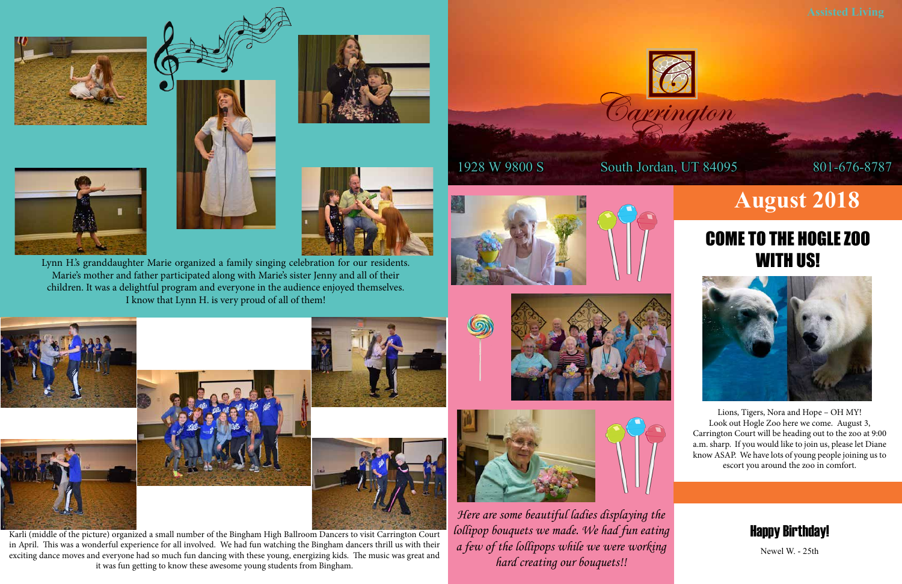Lynn H.'s granddaughter Marie organized a family singing celebration for our residents. Marie's mother and father participated along with Marie's sister Jenny and all of their children. It was a delightful program and everyone in the audience enjoyed themselves. I know that Lynn H. is very proud of all of them!

Karli (middle of the picture) organized a small number of the Bingham High Ballroom Dancers to visit Carrington Court in April. This was a wonderful experience for all involved. We had fun watching the Bingham dancers thrill us with their exciting dance moves and everyone had so much fun dancing with these young, energizing kids. The music was great and it was fun getting to know these awesome young students from Bingham.

Assisted Living

Carrington

1928 W 9800 S    South Jordan, UT 84095    801-676-8787

# August 2018

*Here are some beautiful ladies displaying the lollipop bouquets we made. We had fun eating a few of the lollipops while we were working hard creating our bouquets!!*

## COME TO THE HOGLE ZOO WITH US!

Lions, Tigers, Nora and Hope – OH MY! Look out Hogle Zoo here we come. August 3, Carrington Court will be heading out to the zoo at 9:00 a.m. sharp. If you would like to join us, please let Diane know ASAP. We have lots of young people joining us to escort you around the zoo in comfort.

## Happy Birthday!

Newel W. - 25th